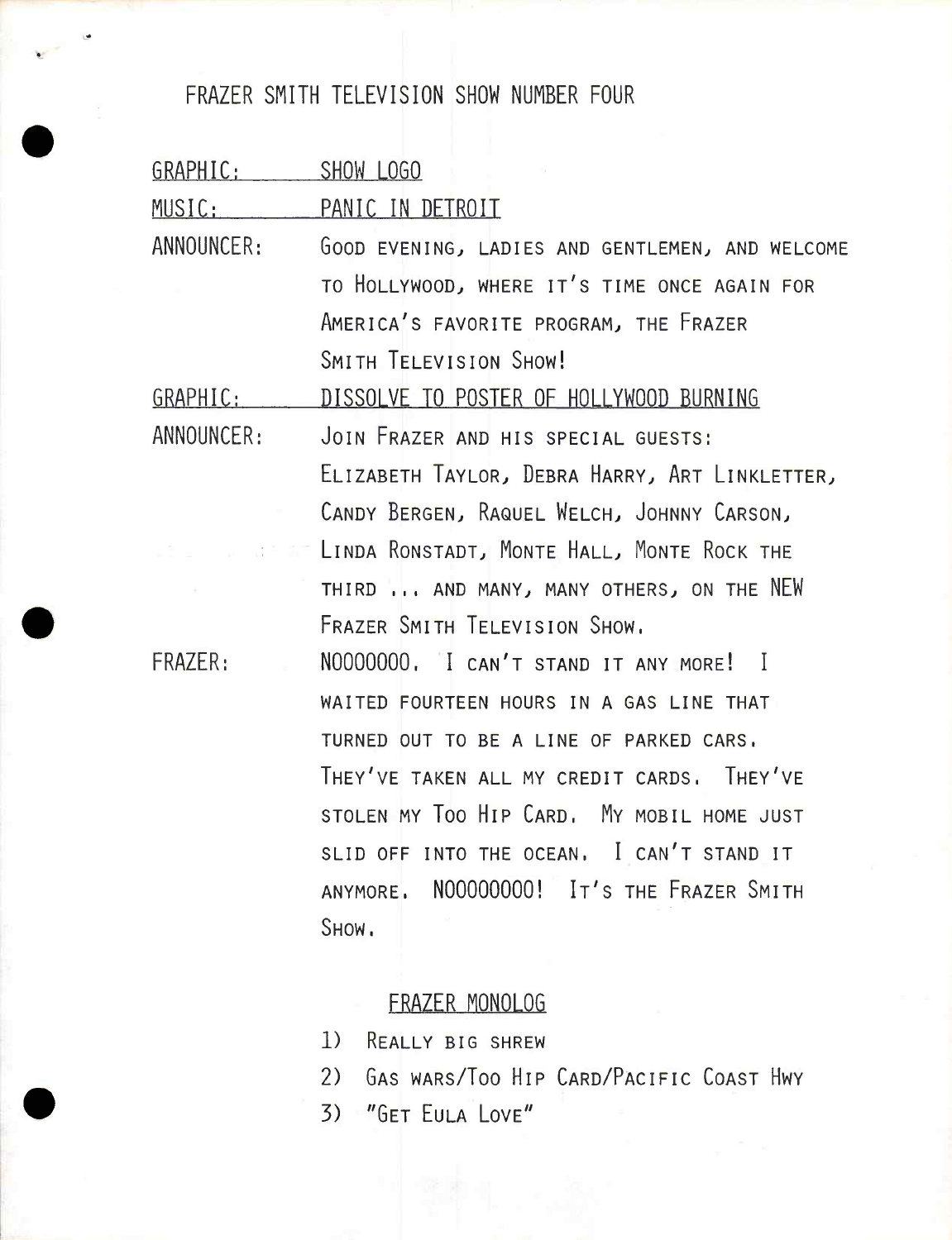# FRAZER SMITH TELEVISION SHOW NUMBER FOUR

GRAPHIC: SHOW LOGO

MUSIC: PANIC IN DETROIT

ANNOUNCER: GOOD EVENING, LADIES AND GENTLEMEN, AND WELCOME TO HOLLYWOOD, WHERE IT'S TIME ONCE AGAIN FOR AMERICA'S FAVORITE PROGRAM, THE FRAZER SMITH TELEVISION SHOW!

GRAPHIC: DISSOLVE TO POSTER OF HOLLYWOOD BURNING

ANNOUNCER: JOIN FRAZER AND HIS SPECIAL GUESTS: ELIZABETH TAYLOR, DEBRA HARRY, ART LINKLETTER, CANDY BERGEN, RAQUEL WELCH, JOHNNY CARSON, LINDA RONSTADT, MONTE HALL, MONTE ROCK THE THIRD ... AND MANY, MANY OTHERS, ON THE NEW FRAZER SMITH TELEVISION SHOW.

FRAZER: NOOOOOOO. I CAN'T STAND IT ANY MORE! I WAITED FOURTEEN HOURS IN A GAS LINE THAT TURNED OUT TO BE A LINE OF PARKED CARS. THEY'VE TAKEN ALL MY CREDIT CARDS. THEY'VE STOLEN MY TOO HIP CARD. MY MOBIL HOME JUST SLID OFF INTO THE OCEAN. I CAN'T STAND IT ANYMORE. NOOOOOOOO! IT'S THE FRAZER SMITH SHOW.

## FRAZER MONOLOG

1) REALLY BIG SHREW
2) GAS WARS/TOO HIP CARD/PACIFIC COAST HWY
3) "GET EULA LOVE"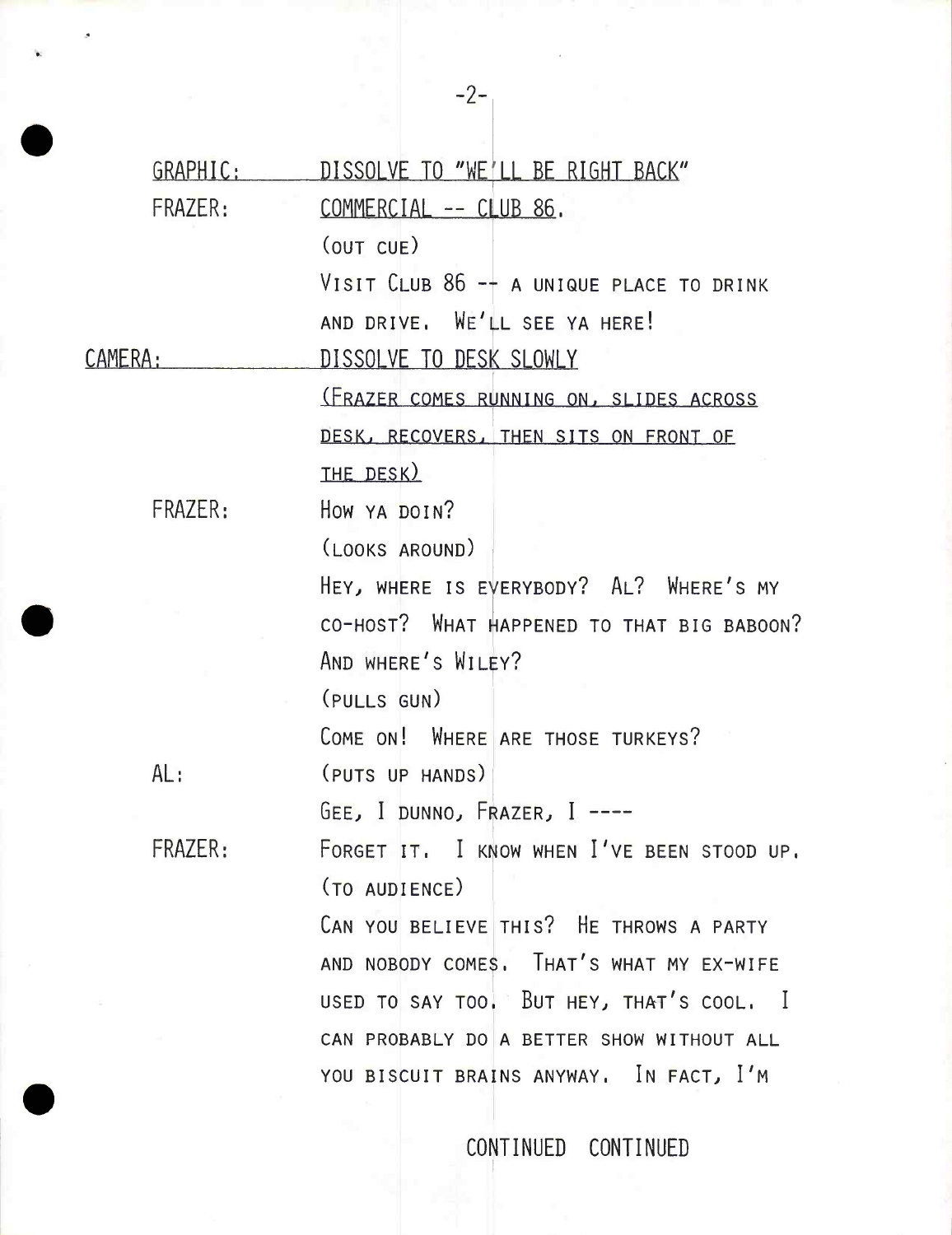GRAPHIC: DISSOLVE TO "WE'LL BE RIGHT BACK"

FRAZER: COMMERCIAL -- CLUB 86.

(OUT CUE)

VISIT CLUB 86 -- A UNIQUE PLACE TO DRINK AND DRIVE. WE'LL SEE YA HERE!

CAMERA: DISSOLVE TO DESK SLOWLY

(FRAZER COMES RUNNING ON, SLIDES ACROSS DESK, RECOVERS, THEN SITS ON FRONT OF THE DESK)

FRAZER: HOW YA DOIN?

(LOOKS AROUND)

HEY, WHERE IS EVERYBODY? AL? WHERE'S MY CO-HOST? WHAT HAPPENED TO THAT BIG BABOON? AND WHERE'S WILEY?

(PULLS GUN)

COME ON! WHERE ARE THOSE TURKEYS?

AL: (PUTS UP HANDS)

GEE, I DUNNO, FRAZER, I ----

FRAZER: FORGET IT. I KNOW WHEN I'VE BEEN STOOD UP.

(TO AUDIENCE)

CAN YOU BELIEVE THIS? HE THROWS A PARTY AND NOBODY COMES. THAT'S WHAT MY EX-WIFE USED TO SAY TOO. BUT HEY, THAT'S COOL. I CAN PROBABLY DO A BETTER SHOW WITHOUT ALL YOU BISCUIT BRAINS ANYWAY. IN FACT, I'M

CONTINUED CONTINUED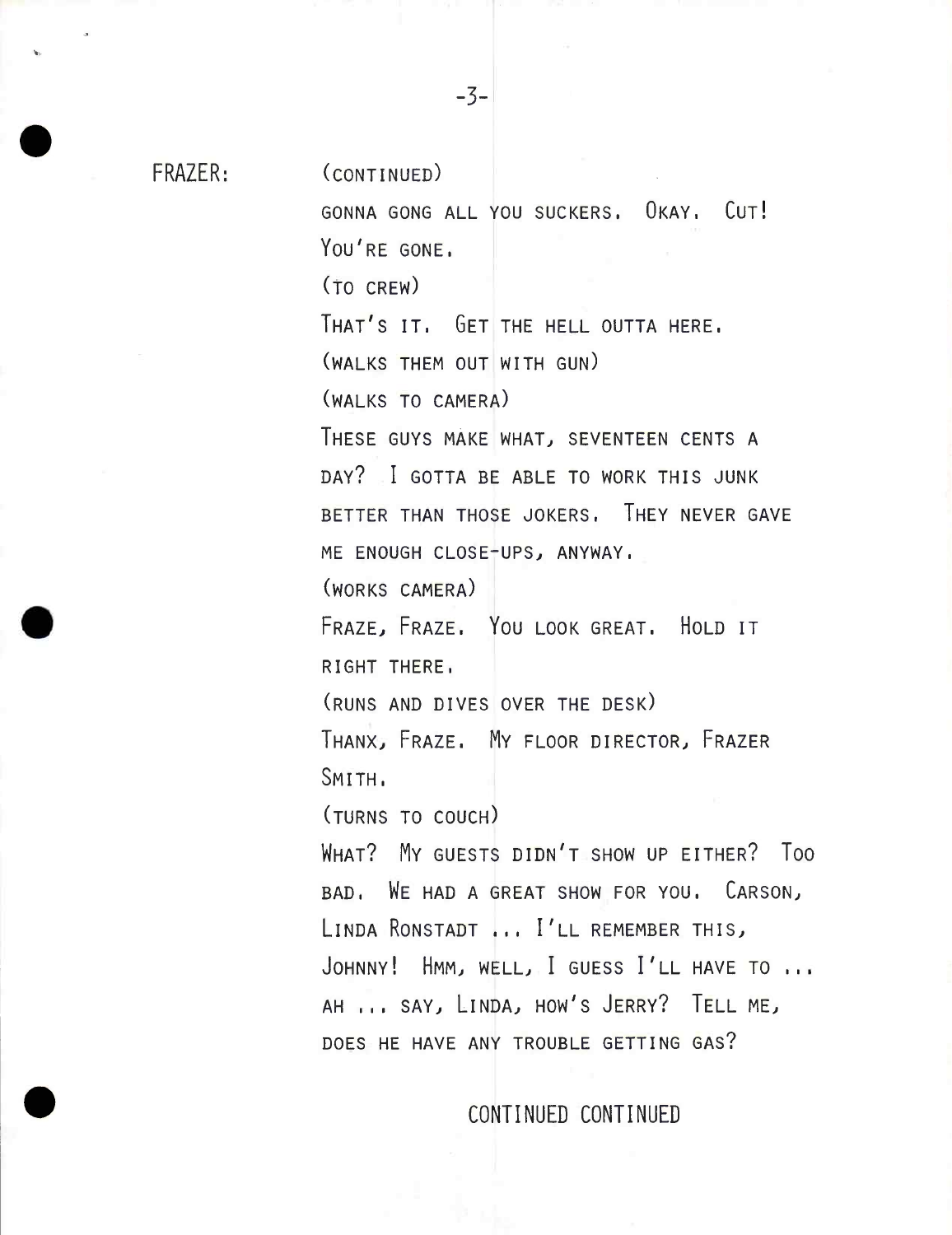FRAZER: (CONTINUED)

GONNA GONG ALL YOU SUCKERS. OKAY. CUT! YOU'RE GONE.

(TO CREW)

THAT'S IT. GET THE HELL OUTTA HERE.

(WALKS THEM OUT WITH GUN)

(WALKS TO CAMERA)

THESE GUYS MAKE WHAT, SEVENTEEN CENTS A DAY? I GOTTA BE ABLE TO WORK THIS JUNK BETTER THAN THOSE JOKERS. THEY NEVER GAVE ME ENOUGH CLOSE-UPS, ANYWAY.

(WORKS CAMERA)

FRAZE, FRAZE. YOU LOOK GREAT. HOLD IT RIGHT THERE.

(RUNS AND DIVES OVER THE DESK)

THANX, FRAZE. MY FLOOR DIRECTOR, FRAZER SMITH.

(TURNS TO COUCH)

WHAT? MY GUESTS DIDN'T SHOW UP EITHER? TOO BAD. WE HAD A GREAT SHOW FOR YOU. CARSON, LINDA RONSTADT ... I'LL REMEMBER THIS, JOHNNY! HMM, WELL, I GUESS I'LL HAVE TO ... AH ... SAY, LINDA, HOW'S JERRY? TELL ME, DOES HE HAVE ANY TROUBLE GETTING GAS?

CONTINUED CONTINUED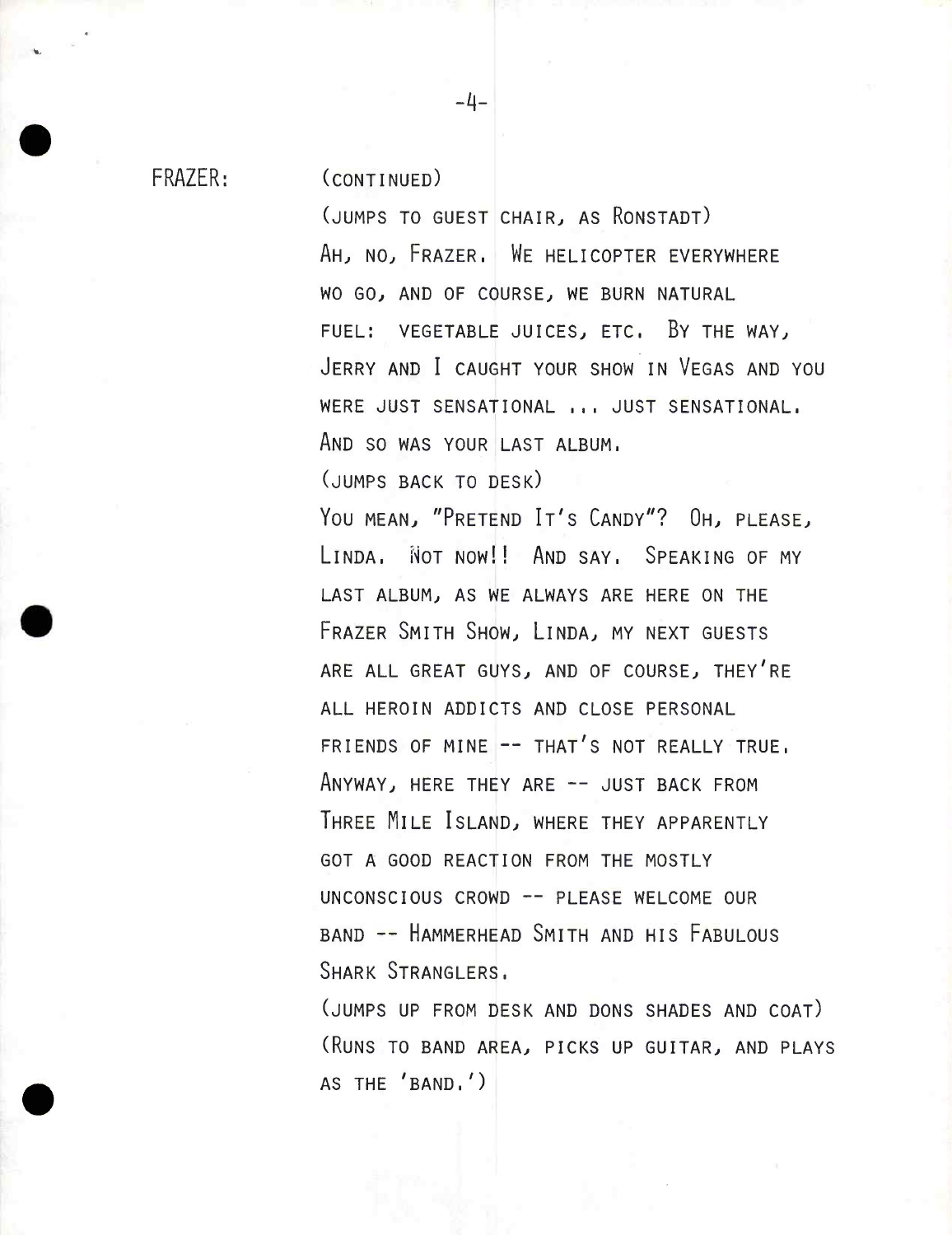FRAZER: (CONTINUED)

(JUMPS TO GUEST CHAIR, AS RONSTADT)

AH, NO, FRAZER. WE HELICOPTER EVERYWHERE WO GO, AND OF COURSE, WE BURN NATURAL FUEL: VEGETABLE JUICES, ETC. BY THE WAY, JERRY AND I CAUGHT YOUR SHOW IN VEGAS AND YOU WERE JUST SENSATIONAL ... JUST SENSATIONAL. AND SO WAS YOUR LAST ALBUM.

(JUMPS BACK TO DESK)

YOU MEAN, "PRETEND IT'S CANDY"? OH, PLEASE, LINDA. NOT NOW!! AND SAY. SPEAKING OF MY LAST ALBUM, AS WE ALWAYS ARE HERE ON THE FRAZER SMITH SHOW, LINDA, MY NEXT GUESTS ARE ALL GREAT GUYS, AND OF COURSE, THEY'RE ALL HEROIN ADDICTS AND CLOSE PERSONAL FRIENDS OF MINE -- THAT'S NOT REALLY TRUE. ANYWAY, HERE THEY ARE -- JUST BACK FROM THREE MILE ISLAND, WHERE THEY APPARENTLY GOT A GOOD REACTION FROM THE MOSTLY UNCONSCIOUS CROWD -- PLEASE WELCOME OUR BAND -- HAMMERHEAD SMITH AND HIS FABULOUS SHARK STRANGLERS.

(JUMPS UP FROM DESK AND DONS SHADES AND COAT)

(RUNS TO BAND AREA, PICKS UP GUITAR, AND PLAYS AS THE 'BAND.')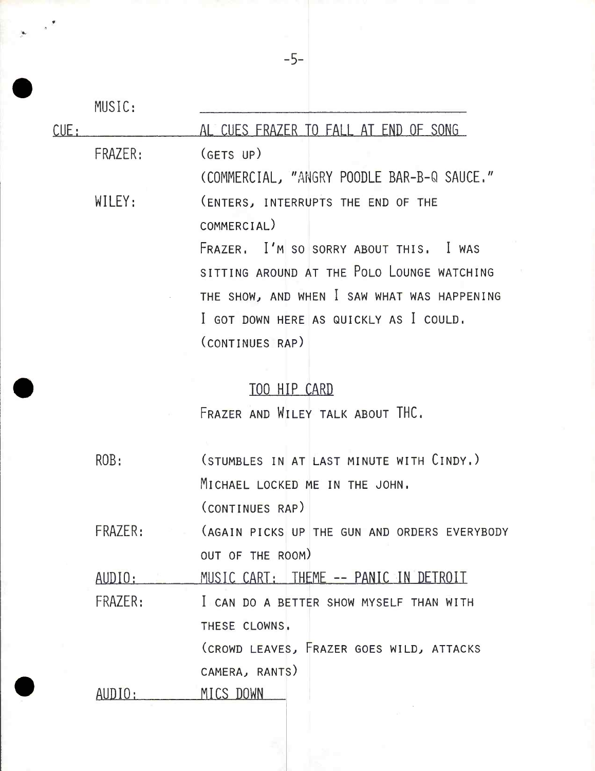MUSIC: ______________________________

CUE: AL CUES FRAZER TO FALL AT END OF SONG

FRAZER: (GETS UP)

(COMMERCIAL, "ANGRY POODLE BAR-B-Q SAUCE."

WILEY: (ENTERS, INTERRUPTS THE END OF THE COMMERCIAL)

FRAZER. I'M SO SORRY ABOUT THIS. I WAS SITTING AROUND AT THE POLO LOUNGE WATCHING THE SHOW, AND WHEN I SAW WHAT WAS HAPPENING I GOT DOWN HERE AS QUICKLY AS I COULD.

(CONTINUES RAP)

TOO HIP CARD

FRAZER AND WILEY TALK ABOUT THC.

ROB: (STUMBLES IN AT LAST MINUTE WITH CINDY.)

MICHAEL LOCKED ME IN THE JOHN.

(CONTINUES RAP)

FRAZER: (AGAIN PICKS UP THE GUN AND ORDERS EVERYBODY OUT OF THE ROOM)

AUDIO: MUSIC CART: THEME -- PANIC IN DETROIT

FRAZER: I CAN DO A BETTER SHOW MYSELF THAN WITH THESE CLOWNS.

(CROWD LEAVES, FRAZER GOES WILD, ATTACKS CAMERA, RANTS)

AUDIO: MICS DOWN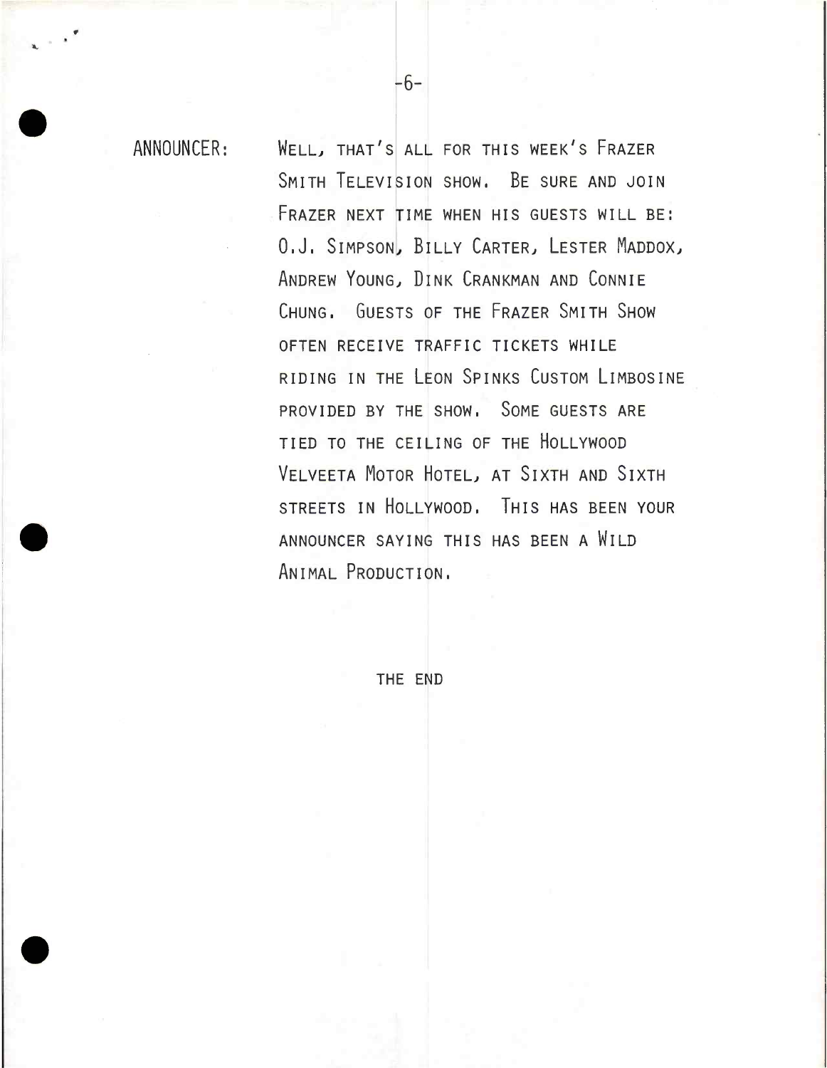ANNOUNCER: WELL, THAT'S ALL FOR THIS WEEK'S FRAZER SMITH TELEVISION SHOW. BE SURE AND JOIN FRAZER NEXT TIME WHEN HIS GUESTS WILL BE: O.J. SIMPSON, BILLY CARTER, LESTER MADDOX, ANDREW YOUNG, DINK CRANKMAN AND CONNIE CHUNG. GUESTS OF THE FRAZER SMITH SHOW OFTEN RECEIVE TRAFFIC TICKETS WHILE RIDING IN THE LEON SPINKS CUSTOM LIMBOSINE PROVIDED BY THE SHOW. SOME GUESTS ARE TIED TO THE CEILING OF THE HOLLYWOOD VELVEETA MOTOR HOTEL, AT SIXTH AND SIXTH STREETS IN HOLLYWOOD. THIS HAS BEEN YOUR ANNOUNCER SAYING THIS HAS BEEN A WILD ANIMAL PRODUCTION.

THE END